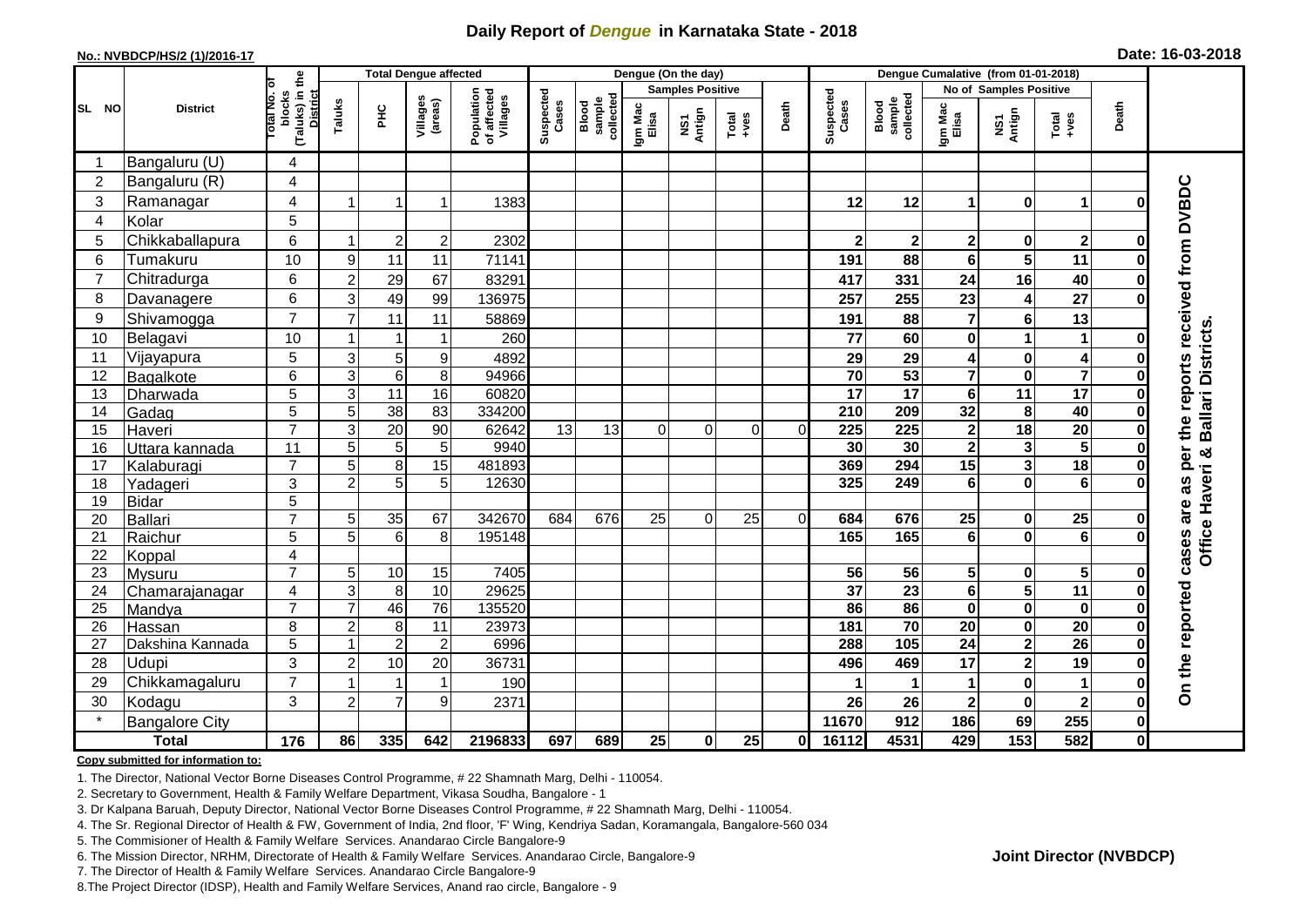# Daily Report of *Dengue* in Karnataka State - 2018

**No.: NVBDCP/HS/2 (1)/2016-17**

**Date: 16-03-2018**

| SL NO | District | Total No. of blocks (Taluks) in the District | Total Dengue affected | | | | Dengue (On the day) | | | | | | | Dengue Cumalative (from 01-01-2018) | | | | | | | |
|---|---|---|---|---|---|---|---|---|---|---|---|---|---|---|---|---|---|---|---|---|
| | | | Taluks | PHC | Villages (areas) | Population of affected Villages | Suspected Cases | Blood sample collected | Samples Positive | | | Death | Suspected Cases | Blood sample collected | No of Samples Positive | | | Death | |
| | | | | | | | | | Igm Mac Elisa | NS1 Antign | Total +ves | | | | Igm Mac Elisa | NS1 Antign | Total +ves | | |
| 1 | Bangaluru (U) | 4 | | | | | | | | | | | | | | | | | On the reported cases are as per the reports received from DVBDC Office Haveri & Ballari Districts. |
| 2 | Bangaluru (R) | 4 | | | | | | | | | | | | | | | | | |
| 3 | Ramanagar | 4 | 1 | 1 | 1 | 1383 | | | | | | | 12 | 12 | 1 | 0 | 1 | 0 | |
| 4 | Kolar | 5 | | | | | | | | | | | | | | | | | |
| 5 | Chikkaballapura | 6 | 1 | 2 | 2 | 2302 | | | | | | | 2 | 2 | 2 | 0 | 2 | 0 | |
| 6 | Tumakuru | 10 | 9 | 11 | 11 | 71141 | | | | | | | 191 | 88 | 6 | 5 | 11 | 0 | |
| 7 | Chitradurga | 6 | 2 | 29 | 67 | 83291 | | | | | | | 417 | 331 | 24 | 16 | 40 | 0 | |
| 8 | Davanagere | 6 | 3 | 49 | 99 | 136975 | | | | | | | 257 | 255 | 23 | 4 | 27 | 0 | |
| 9 | Shivamogga | 7 | 7 | 11 | 11 | 58869 | | | | | | | 191 | 88 | 7 | 6 | 13 | | |
| 10 | Belagavi | 10 | 1 | 1 | 1 | 260 | | | | | | | 77 | 60 | 0 | 1 | 1 | 0 | |
| 11 | Vijayapura | 5 | 3 | 5 | 9 | 4892 | | | | | | | 29 | 29 | 4 | 0 | 4 | 0 | |
| 12 | Bagalkote | 6 | 3 | 6 | 8 | 94966 | | | | | | | 70 | 53 | 7 | 0 | 7 | 0 | |
| 13 | Dharwada | 5 | 3 | 11 | 16 | 60820 | | | | | | | 17 | 17 | 6 | 11 | 17 | 0 | |
| 14 | Gadag | 5 | 5 | 38 | 83 | 334200 | | | | | | | 210 | 209 | 32 | 8 | 40 | 0 | |
| 15 | Haveri | 7 | 3 | 20 | 90 | 62642 | 13 | 13 | 0 | 0 | 0 | 0 | 225 | 225 | 2 | 18 | 20 | 0 | |
| 16 | Uttara kannada | 11 | 5 | 5 | 5 | 9940 | | | | | | | 30 | 30 | 2 | 3 | 5 | 0 | |
| 17 | Kalaburagi | 7 | 5 | 8 | 15 | 481893 | | | | | | | 369 | 294 | 15 | 3 | 18 | 0 | |
| 18 | Yadageri | 3 | 2 | 5 | 5 | 12630 | | | | | | | 325 | 249 | 6 | 0 | 6 | 0 | |
| 19 | Bidar | 5 | | | | | | | | | | | | | | | | | |
| 20 | Ballari | 7 | 5 | 35 | 67 | 342670 | 684 | 676 | 25 | 0 | 25 | 0 | 684 | 676 | 25 | 0 | 25 | 0 | |
| 21 | Raichur | 5 | 5 | 6 | 8 | 195148 | | | | | | | 165 | 165 | 6 | 0 | 6 | 0 | |
| 22 | Koppal | 4 | | | | | | | | | | | | | | | | | |
| 23 | Mysuru | 7 | 5 | 10 | 15 | 7405 | | | | | | | 56 | 56 | 5 | 0 | 5 | 0 | |
| 24 | Chamarajanagar | 4 | 3 | 8 | 10 | 29625 | | | | | | | 37 | 23 | 6 | 5 | 11 | 0 | |
| 25 | Mandya | 7 | 7 | 46 | 76 | 135520 | | | | | | | 86 | 86 | 0 | 0 | 0 | 0 | |
| 26 | Hassan | 8 | 2 | 8 | 11 | 23973 | | | | | | | 181 | 70 | 20 | 0 | 20 | 0 | |
| 27 | Dakshina Kannada | 5 | 1 | 2 | 2 | 6996 | | | | | | | 288 | 105 | 24 | 2 | 26 | 0 | |
| 28 | Udupi | 3 | 2 | 10 | 20 | 36731 | | | | | | | 496 | 469 | 17 | 2 | 19 | 0 | |
| 29 | Chikkamagaluru | 7 | 1 | 1 | 1 | 190 | | | | | | | 1 | 1 | 1 | 0 | 1 | 0 | |
| 30 | Kodagu | 3 | 2 | 7 | 9 | 2371 | | | | | | | 26 | 26 | 2 | 0 | 2 | 0 | |
| * | Bangalore City | | | | | | | | | | | | 11670 | 912 | 186 | 69 | 255 | 0 | |
| | **Total** | **176** | **86** | **335** | **642** | **2196833** | **697** | **689** | **25** | **0** | **25** | **0** | **16112** | **4531** | **429** | **153** | **582** | **0** | |

**Copy submitted for information to:**

1. The Director, National Vector Borne Diseases Control Programme, # 22 Shamnath Marg, Delhi - 110054.
2. Secretary to Government, Health & Family Welfare Department, Vikasa Soudha, Bangalore - 1
3. Dr Kalpana Baruah, Deputy Director, National Vector Borne Diseases Control Programme, # 22 Shamnath Marg, Delhi - 110054.
4. The Sr. Regional Director of Health & FW, Government of India, 2nd floor, 'F' Wing, Kendriya Sadan, Koramangala, Bangalore-560 034
5. The Commisioner of Health & Family Welfare Services. Anandarao Circle Bangalore-9
6. The Mission Director, NRHM, Directorate of Health & Family Welfare Services. Anandarao Circle, Bangalore-9
7. The Director of Health & Family Welfare Services. Anandarao Circle Bangalore-9
8. The Project Director (IDSP), Health and Family Welfare Services, Anand rao circle, Bangalore - 9

**Joint Director (NVBDCP)**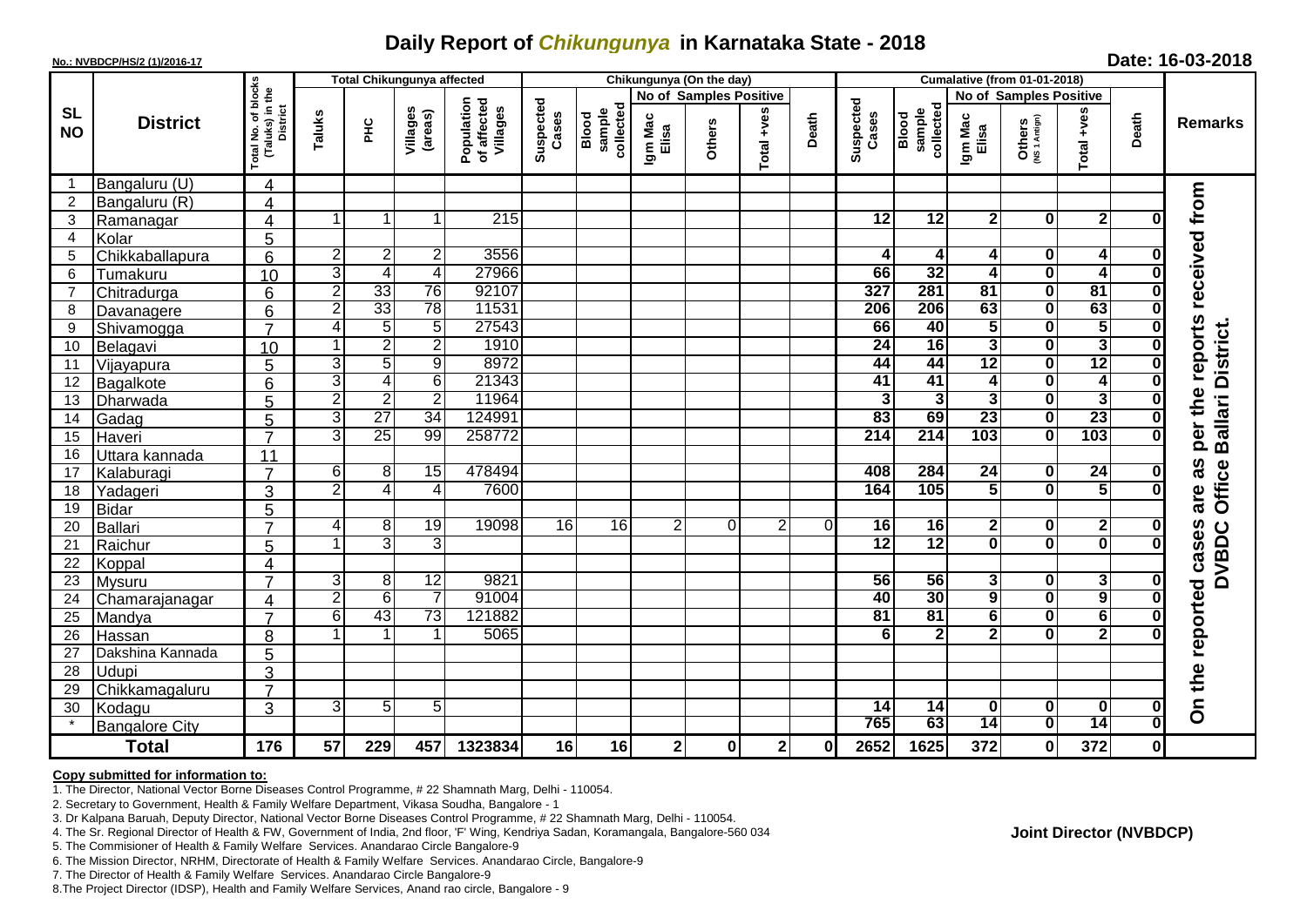# Daily Report of *Chikungunya* in Karnataka State - 2018

**No.: NVBDCP/HS/2 (1)/2016-17**

**Date: 16-03-2018**

| SL NO | District | Total No. of blocks (Taluks) in the District | Total Chikungunya affected | | | | Chikungunya (On the day) | | | | | | | Cumalative (from 01-01-2018) | | | | | | | Remarks |
|---|---|---|---|---|---|---|---|---|---|---|---|---|---|---|---|---|---|---|---|---|---|
| | | | Taluks | PHC | Villages (areas) | Population of affected Villages | Suspected Cases | Blood sample collected | No of Samples Positive | | | Death | Suspected Cases | Blood sample collected | No of Samples Positive | | | Death | |
| | | | | | | | | | Igm Mac Elisa | Others | Total +ves | | | | Igm Mac Elisa | Others (NS 1 Antign) | Total +ves | | |
| 1 | Bangaluru (U) | 4 | | | | | | | | | | | | | | | | | On the reported cases are as per the reports received from DVBDC Office Ballari District. |
| 2 | Bangaluru (R) | 4 | | | | | | | | | | | | | | | | | |
| 3 | Ramanagar | 4 | 1 | 1 | 1 | 215 | | | | | | | 12 | 12 | 2 | 0 | 2 | 0 | |
| 4 | Kolar | 5 | | | | | | | | | | | | | | | | | |
| 5 | Chikkaballapura | 6 | 2 | 2 | 2 | 3556 | | | | | | | 4 | 4 | 4 | 0 | 4 | 0 | |
| 6 | Tumakuru | 10 | 3 | 4 | 4 | 27966 | | | | | | | 66 | 32 | 4 | 0 | 4 | 0 | |
| 7 | Chitradurga | 6 | 2 | 33 | 76 | 92107 | | | | | | | 327 | 281 | 81 | 0 | 81 | 0 | |
| 8 | Davanagere | 6 | 2 | 33 | 78 | 11531 | | | | | | | 206 | 206 | 63 | 0 | 63 | 0 | |
| 9 | Shivamogga | 7 | 4 | 5 | 5 | 27543 | | | | | | | 66 | 40 | 5 | 0 | 5 | 0 | |
| 10 | Belagavi | 10 | 1 | 2 | 2 | 1910 | | | | | | | 24 | 16 | 3 | 0 | 3 | 0 | |
| 11 | Vijayapura | 5 | 3 | 5 | 9 | 8972 | | | | | | | 44 | 44 | 12 | 0 | 12 | 0 | |
| 12 | Bagalkote | 6 | 3 | 4 | 6 | 21343 | | | | | | | 41 | 41 | 4 | 0 | 4 | 0 | |
| 13 | Dharwada | 5 | 2 | 2 | 2 | 11964 | | | | | | | 3 | 3 | 3 | 0 | 3 | 0 | |
| 14 | Gadag | 5 | 3 | 27 | 34 | 124991 | | | | | | | 83 | 69 | 23 | 0 | 23 | 0 | |
| 15 | Haveri | 7 | 3 | 25 | 99 | 258772 | | | | | | | 214 | 214 | 103 | 0 | 103 | 0 | |
| 16 | Uttara kannada | 11 | | | | | | | | | | | | | | | | | |
| 17 | Kalaburagi | 7 | 6 | 8 | 15 | 478494 | | | | | | | 408 | 284 | 24 | 0 | 24 | 0 | |
| 18 | Yadageri | 3 | 2 | 4 | 4 | 7600 | | | | | | | 164 | 105 | 5 | 0 | 5 | 0 | |
| 19 | Bidar | 5 | | | | | | | | | | | | | | | | | |
| 20 | Ballari | 7 | 4 | 8 | 19 | 19098 | 16 | 16 | 2 | 0 | 2 | 0 | 16 | 16 | 2 | 0 | 2 | 0 | |
| 21 | Raichur | 5 | 1 | 3 | 3 | | | | | | | | 12 | 12 | 0 | 0 | 0 | 0 | |
| 22 | Koppal | 4 | | | | | | | | | | | | | | | | | |
| 23 | Mysuru | 7 | 3 | 8 | 12 | 9821 | | | | | | | 56 | 56 | 3 | 0 | 3 | 0 | |
| 24 | Chamarajanagar | 4 | 2 | 6 | 7 | 91004 | | | | | | | 40 | 30 | 9 | 0 | 9 | 0 | |
| 25 | Mandya | 7 | 6 | 43 | 73 | 121882 | | | | | | | 81 | 81 | 6 | 0 | 6 | 0 | |
| 26 | Hassan | 8 | 1 | 1 | 1 | 5065 | | | | | | | 6 | 2 | 2 | 0 | 2 | 0 | |
| 27 | Dakshina Kannada | 5 | | | | | | | | | | | | | | | | | |
| 28 | Udupi | 3 | | | | | | | | | | | | | | | | | |
| 29 | Chikkamagaluru | 7 | | | | | | | | | | | | | | | | | |
| 30 | Kodagu | 3 | 3 | 5 | 5 | | | | | | | | 14 | 14 | 0 | 0 | 0 | 0 | |
| * | Bangalore City | | | | | | | | | | | | 765 | 63 | 14 | 0 | 14 | 0 | |
| **Total** | | **176** | **57** | **229** | **457** | **1323834** | **16** | **16** | **2** | **0** | **2** | **0** | **2652** | **1625** | **372** | **0** | **372** | **0** | |

**Copy submitted for information to:**

1. The Director, National Vector Borne Diseases Control Programme, # 22 Shamnath Marg, Delhi - 110054.
2. Secretary to Government, Health & Family Welfare Department, Vikasa Soudha, Bangalore - 1
3. Dr Kalpana Baruah, Deputy Director, National Vector Borne Diseases Control Programme, # 22 Shamnath Marg, Delhi - 110054.
4. The Sr. Regional Director of Health & FW, Government of India, 2nd floor, 'F' Wing, Kendriya Sadan, Koramangala, Bangalore-560 034
5. The Commisioner of Health & Family Welfare Services. Anandarao Circle Bangalore-9
6. The Mission Director, NRHM, Directorate of Health & Family Welfare Services. Anandarao Circle, Bangalore-9
7. The Director of Health & Family Welfare Services. Anandarao Circle Bangalore-9
8. The Project Director (IDSP), Health and Family Welfare Services, Anand rao circle, Bangalore - 9

**Joint Director (NVBDCP)**